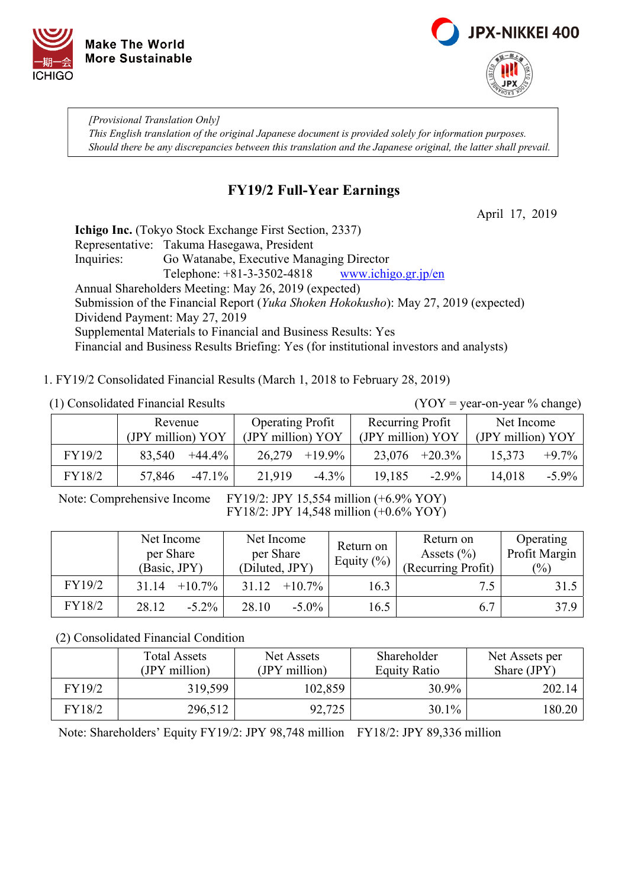Make The World
More Sustainable

JPX-NIKKEI 400

> *[Provisional Translation Only]*
> *This English translation of the original Japanese document is provided solely for information purposes.*
> *Should there be any discrepancies between this translation and the Japanese original, the latter shall prevail.*

# FY19/2 Full-Year Earnings

April 17, 2019

**Ichigo Inc.** (Tokyo Stock Exchange First Section, 2337)
Representative: Takuma Hasegawa, President
Inquiries: Go Watanabe, Executive Managing Director
Telephone: +81-3-3502-4818 www.ichigo.gr.jp/en
Annual Shareholders Meeting: May 26, 2019 (expected)
Submission of the Financial Report (*Yuka Shoken Hokokusho*): May 27, 2019 (expected)
Dividend Payment: May 27, 2019
Supplemental Materials to Financial and Business Results: Yes
Financial and Business Results Briefing: Yes (for institutional investors and analysts)

1. FY19/2 Consolidated Financial Results (March 1, 2018 to February 28, 2019)

(1) Consolidated Financial Results (YOY = year-on-year % change)

| | Revenue (JPY million) | YOY | Operating Profit (JPY million) | YOY | Recurring Profit (JPY million) | YOY | Net Income (JPY million) | YOY |
|---|---|---|---|---|---|---|---|---|
| FY19/2 | 83,540 | +44.4% | 26,279 | +19.9% | 23,076 | +20.3% | 15,373 | +9.7% |
| FY18/2 | 57,846 | -47.1% | 21,919 | -4.3% | 19,185 | -2.9% | 14,018 | -5.9% |

Note: Comprehensive Income FY19/2: JPY 15,554 million (+6.9% YOY)
FY18/2: JPY 14,548 million (+0.6% YOY)

| | Net Income per Share (Basic, JPY) | | Net Income per Share (Diluted, JPY) | | Return on Equity (%) | Return on Assets (%) (Recurring Profit) | Operating Profit Margin (%) |
|---|---|---|---|---|---|---|---|
| FY19/2 | 31.14 | +10.7% | 31.12 | +10.7% | 16.3 | 7.5 | 31.5 |
| FY18/2 | 28.12 | -5.2% | 28.10 | -5.0% | 16.5 | 6.7 | 37.9 |

(2) Consolidated Financial Condition

| | Total Assets (JPY million) | Net Assets (JPY million) | Shareholder Equity Ratio | Net Assets per Share (JPY) |
|---|---|---|---|---|
| FY19/2 | 319,599 | 102,859 | 30.9% | 202.14 |
| FY18/2 | 296,512 | 92,725 | 30.1% | 180.20 |

Note: Shareholders' Equity FY19/2: JPY 98,748 million FY18/2: JPY 89,336 million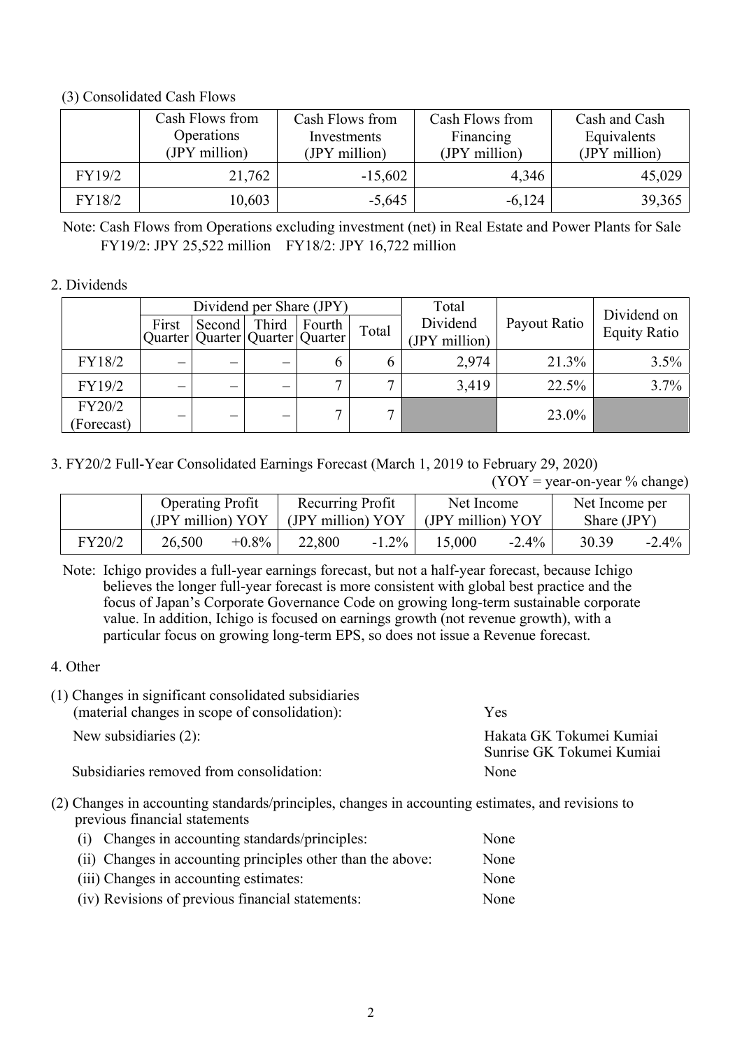(3) Consolidated Cash Flows

| | Cash Flows from Operations (JPY million) | Cash Flows from Investments (JPY million) | Cash Flows from Financing (JPY million) | Cash and Cash Equivalents (JPY million) |
|---|---|---|---|---|
| FY19/2 | 21,762 | -15,602 | 4,346 | 45,029 |
| FY18/2 | 10,603 | -5,645 | -6,124 | 39,365 |

Note: Cash Flows from Operations excluding investment (net) in Real Estate and Power Plants for Sale
FY19/2: JPY 25,522 million FY18/2: JPY 16,722 million

2. Dividends

| | Dividend per Share (JPY) | | | | | Total Dividend (JPY million) | Payout Ratio | Dividend on Equity Ratio |
|---|---|---|---|---|---|---|---|---|
| | First Quarter | Second Quarter | Third Quarter | Fourth Quarter | Total | | | |
| FY18/2 | – | – | – | 6 | 6 | 2,974 | 21.3% | 3.5% |
| FY19/2 | – | – | – | 7 | 7 | 3,419 | 22.5% | 3.7% |
| FY20/2 (Forecast) | – | – | – | 7 | 7 | | 23.0% | |

3. FY20/2 Full-Year Consolidated Earnings Forecast (March 1, 2019 to February 29, 2020)

(YOY = year-on-year % change)

| | Operating Profit (JPY million) | YOY | Recurring Profit (JPY million) | YOY | Net Income (JPY million) | YOY | Net Income per Share (JPY) | |
|---|---|---|---|---|---|---|---|---|
| FY20/2 | 26,500 | +0.8% | 22,800 | -1.2% | 15,000 | -2.4% | 30.39 | -2.4% |

Note: Ichigo provides a full-year earnings forecast, but not a half-year forecast, because Ichigo believes the longer full-year forecast is more consistent with global best practice and the focus of Japan's Corporate Governance Code on growing long-term sustainable corporate value. In addition, Ichigo is focused on earnings growth (not revenue growth), with a particular focus on growing long-term EPS, so does not issue a Revenue forecast.

4. Other

(1) Changes in significant consolidated subsidiaries (material changes in scope of consolidation): Yes

New subsidiaries (2): Hakata GK Tokumei Kumiai, Sunrise GK Tokumei Kumiai

Subsidiaries removed from consolidation: None

(2) Changes in accounting standards/principles, changes in accounting estimates, and revisions to previous financial statements

(i) Changes in accounting standards/principles: None

(ii) Changes in accounting principles other than the above: None

(iii) Changes in accounting estimates: None

(iv) Revisions of previous financial statements: None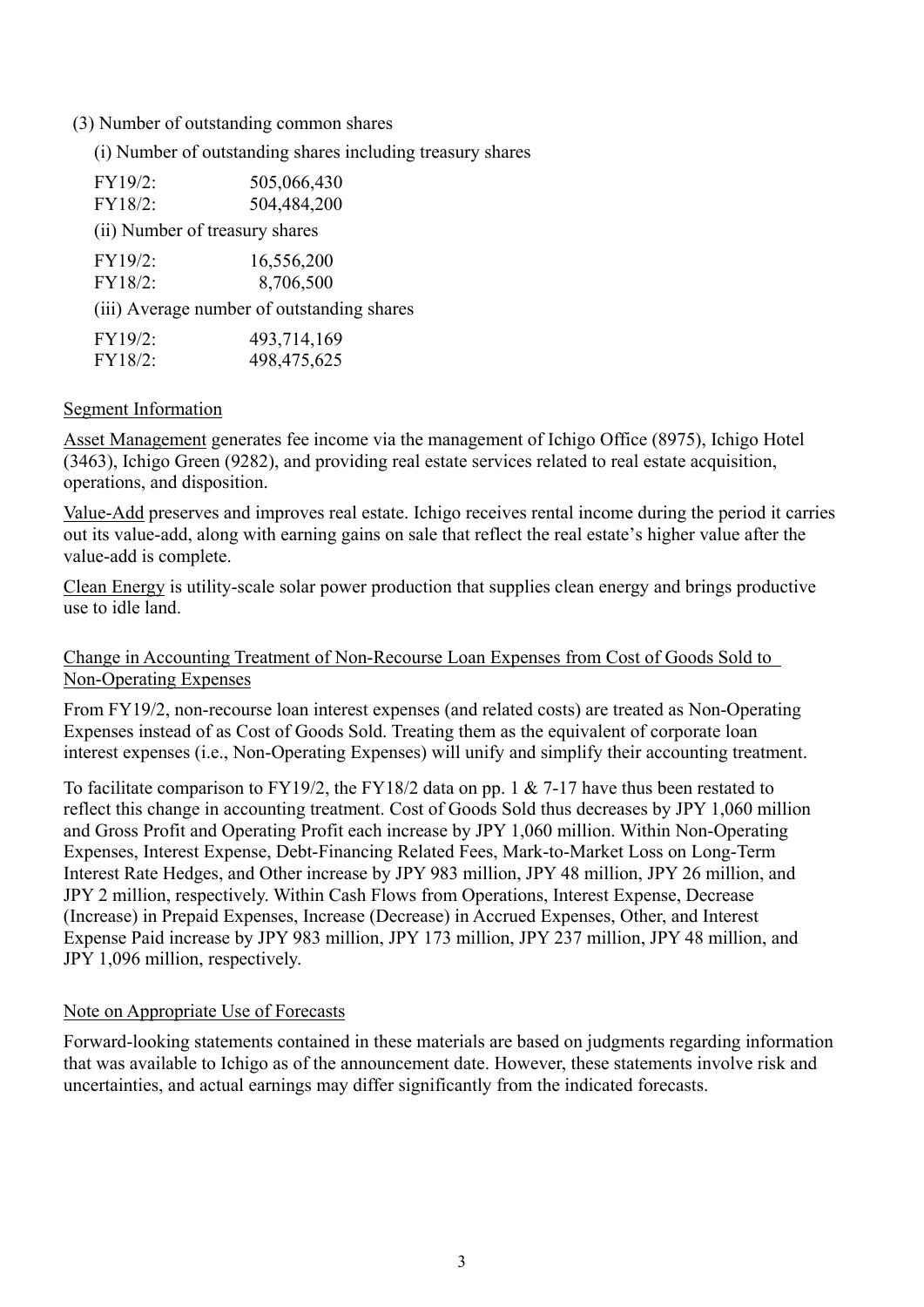(3) Number of outstanding common shares

(i) Number of outstanding shares including treasury shares

| | |
|---|---|
| FY19/2: | 505,066,430 |
| FY18/2: | 504,484,200 |

(ii) Number of treasury shares

| | |
|---|---|
| FY19/2: | 16,556,200 |
| FY18/2: | 8,706,500 |

(iii) Average number of outstanding shares

| | |
|---|---|
| FY19/2: | 493,714,169 |
| FY18/2: | 498,475,625 |

## Segment Information

Asset Management generates fee income via the management of Ichigo Office (8975), Ichigo Hotel (3463), Ichigo Green (9282), and providing real estate services related to real estate acquisition, operations, and disposition.

Value-Add preserves and improves real estate. Ichigo receives rental income during the period it carries out its value-add, along with earning gains on sale that reflect the real estate's higher value after the value-add is complete.

Clean Energy is utility-scale solar power production that supplies clean energy and brings productive use to idle land.

## Change in Accounting Treatment of Non-Recourse Loan Expenses from Cost of Goods Sold to Non-Operating Expenses

From FY19/2, non-recourse loan interest expenses (and related costs) are treated as Non-Operating Expenses instead of as Cost of Goods Sold. Treating them as the equivalent of corporate loan interest expenses (i.e., Non-Operating Expenses) will unify and simplify their accounting treatment.

To facilitate comparison to FY19/2, the FY18/2 data on pp. 1 & 7-17 have thus been restated to reflect this change in accounting treatment. Cost of Goods Sold thus decreases by JPY 1,060 million and Gross Profit and Operating Profit each increase by JPY 1,060 million. Within Non-Operating Expenses, Interest Expense, Debt-Financing Related Fees, Mark-to-Market Loss on Long-Term Interest Rate Hedges, and Other increase by JPY 983 million, JPY 48 million, JPY 26 million, and JPY 2 million, respectively. Within Cash Flows from Operations, Interest Expense, Decrease (Increase) in Prepaid Expenses, Increase (Decrease) in Accrued Expenses, Other, and Interest Expense Paid increase by JPY 983 million, JPY 173 million, JPY 237 million, JPY 48 million, and JPY 1,096 million, respectively.

## Note on Appropriate Use of Forecasts

Forward-looking statements contained in these materials are based on judgments regarding information that was available to Ichigo as of the announcement date. However, these statements involve risk and uncertainties, and actual earnings may differ significantly from the indicated forecasts.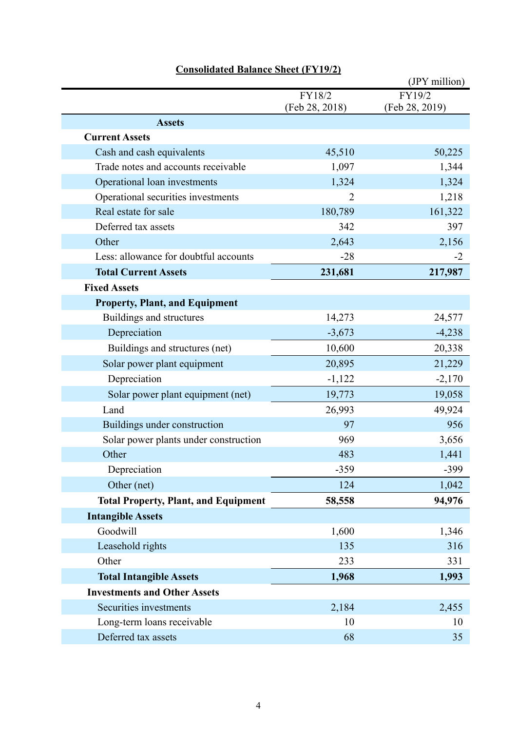## Consolidated Balance Sheet (FY19/2)

(JPY million)

| | FY18/2 (Feb 28, 2018) | FY19/2 (Feb 28, 2019) |
|---|---|---|
| **Assets** | | |
| **Current Assets** | | |
| Cash and cash equivalents | 45,510 | 50,225 |
| Trade notes and accounts receivable | 1,097 | 1,344 |
| Operational loan investments | 1,324 | 1,324 |
| Operational securities investments | 2 | 1,218 |
| Real estate for sale | 180,789 | 161,322 |
| Deferred tax assets | 342 | 397 |
| Other | 2,643 | 2,156 |
| Less: allowance for doubtful accounts | -28 | -2 |
| **Total Current Assets** | **231,681** | **217,987** |
| **Fixed Assets** | | |
| **Property, Plant, and Equipment** | | |
| Buildings and structures | 14,273 | 24,577 |
| Depreciation | -3,673 | -4,238 |
| Buildings and structures (net) | 10,600 | 20,338 |
| Solar power plant equipment | 20,895 | 21,229 |
| Depreciation | -1,122 | -2,170 |
| Solar power plant equipment (net) | 19,773 | 19,058 |
| Land | 26,993 | 49,924 |
| Buildings under construction | 97 | 956 |
| Solar power plants under construction | 969 | 3,656 |
| Other | 483 | 1,441 |
| Depreciation | -359 | -399 |
| Other (net) | 124 | 1,042 |
| **Total Property, Plant, and Equipment** | **58,558** | **94,976** |
| **Intangible Assets** | | |
| Goodwill | 1,600 | 1,346 |
| Leasehold rights | 135 | 316 |
| Other | 233 | 331 |
| **Total Intangible Assets** | **1,968** | **1,993** |
| **Investments and Other Assets** | | |
| Securities investments | 2,184 | 2,455 |
| Long-term loans receivable | 10 | 10 |
| Deferred tax assets | 68 | 35 |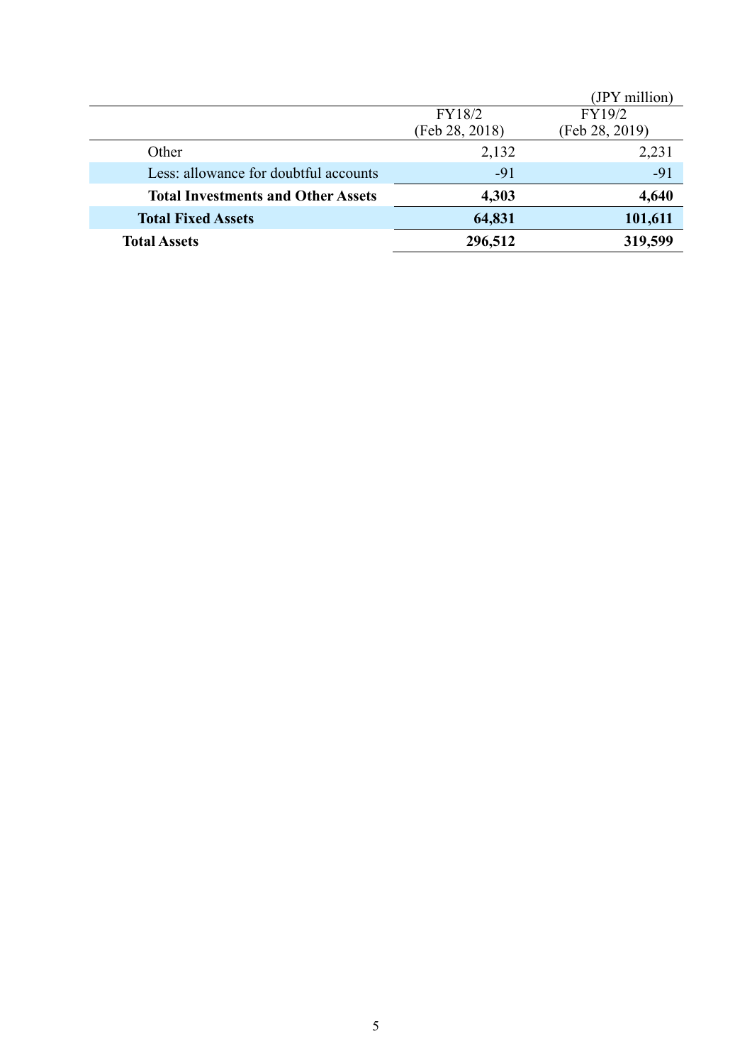(JPY million)

| | FY18/2 (Feb 28, 2018) | FY19/2 (Feb 28, 2019) |
|---|---|---|
| Other | 2,132 | 2,231 |
| Less: allowance for doubtful accounts | -91 | -91 |
| **Total Investments and Other Assets** | **4,303** | **4,640** |
| **Total Fixed Assets** | **64,831** | **101,611** |
| **Total Assets** | **296,512** | **319,599** |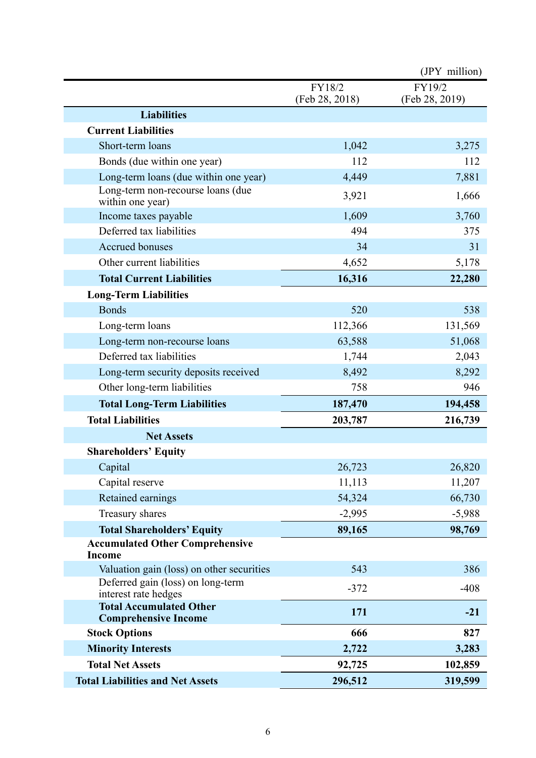(JPY million)

| | FY18/2 (Feb 28, 2018) | FY19/2 (Feb 28, 2019) |
|---|---|---|
| **Liabilities** | | |
| **Current Liabilities** | | |
| Short-term loans | 1,042 | 3,275 |
| Bonds (due within one year) | 112 | 112 |
| Long-term loans (due within one year) | 4,449 | 7,881 |
| Long-term non-recourse loans (due within one year) | 3,921 | 1,666 |
| Income taxes payable | 1,609 | 3,760 |
| Deferred tax liabilities | 494 | 375 |
| Accrued bonuses | 34 | 31 |
| Other current liabilities | 4,652 | 5,178 |
| **Total Current Liabilities** | **16,316** | **22,280** |
| **Long-Term Liabilities** | | |
| Bonds | 520 | 538 |
| Long-term loans | 112,366 | 131,569 |
| Long-term non-recourse loans | 63,588 | 51,068 |
| Deferred tax liabilities | 1,744 | 2,043 |
| Long-term security deposits received | 8,492 | 8,292 |
| Other long-term liabilities | 758 | 946 |
| **Total Long-Term Liabilities** | **187,470** | **194,458** |
| **Total Liabilities** | **203,787** | **216,739** |
| **Net Assets** | | |
| **Shareholders' Equity** | | |
| Capital | 26,723 | 26,820 |
| Capital reserve | 11,113 | 11,207 |
| Retained earnings | 54,324 | 66,730 |
| Treasury shares | -2,995 | -5,988 |
| **Total Shareholders' Equity** | **89,165** | **98,769** |
| **Accumulated Other Comprehensive Income** | | |
| Valuation gain (loss) on other securities | 543 | 386 |
| Deferred gain (loss) on long-term interest rate hedges | -372 | -408 |
| **Total Accumulated Other Comprehensive Income** | **171** | **-21** |
| **Stock Options** | **666** | **827** |
| **Minority Interests** | **2,722** | **3,283** |
| **Total Net Assets** | **92,725** | **102,859** |
| **Total Liabilities and Net Assets** | **296,512** | **319,599** |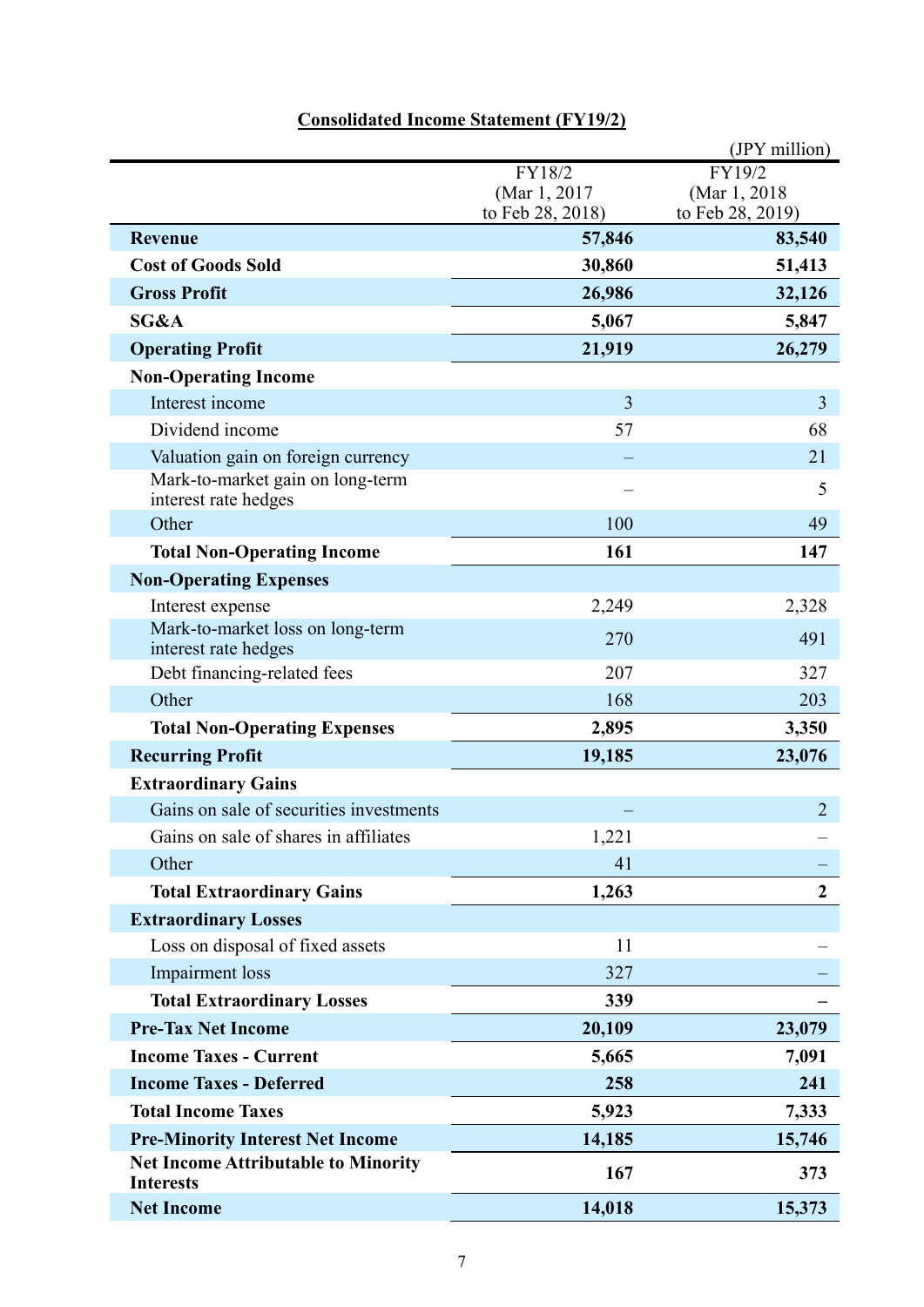## Consolidated Income Statement (FY19/2)

(JPY million)

| | FY18/2 (Mar 1, 2017 to Feb 28, 2018) | FY19/2 (Mar 1, 2018 to Feb 28, 2019) |
|---|---|---|
| **Revenue** | **57,846** | **83,540** |
| **Cost of Goods Sold** | **30,860** | **51,413** |
| **Gross Profit** | **26,986** | **32,126** |
| **SG&A** | **5,067** | **5,847** |
| **Operating Profit** | **21,919** | **26,279** |
| **Non-Operating Income** | | |
| Interest income | 3 | 3 |
| Dividend income | 57 | 68 |
| Valuation gain on foreign currency | – | 21 |
| Mark-to-market gain on long-term interest rate hedges | – | 5 |
| Other | 100 | 49 |
| **Total Non-Operating Income** | **161** | **147** |
| **Non-Operating Expenses** | | |
| Interest expense | 2,249 | 2,328 |
| Mark-to-market loss on long-term interest rate hedges | 270 | 491 |
| Debt financing-related fees | 207 | 327 |
| Other | 168 | 203 |
| **Total Non-Operating Expenses** | **2,895** | **3,350** |
| **Recurring Profit** | **19,185** | **23,076** |
| **Extraordinary Gains** | | |
| Gains on sale of securities investments | – | 2 |
| Gains on sale of shares in affiliates | 1,221 | – |
| Other | 41 | – |
| **Total Extraordinary Gains** | **1,263** | **2** |
| **Extraordinary Losses** | | |
| Loss on disposal of fixed assets | 11 | – |
| Impairment loss | 327 | – |
| **Total Extraordinary Losses** | **339** | **–** |
| **Pre-Tax Net Income** | **20,109** | **23,079** |
| **Income Taxes - Current** | **5,665** | **7,091** |
| **Income Taxes - Deferred** | **258** | **241** |
| **Total Income Taxes** | **5,923** | **7,333** |
| **Pre-Minority Interest Net Income** | **14,185** | **15,746** |
| **Net Income Attributable to Minority Interests** | **167** | **373** |
| **Net Income** | **14,018** | **15,373** |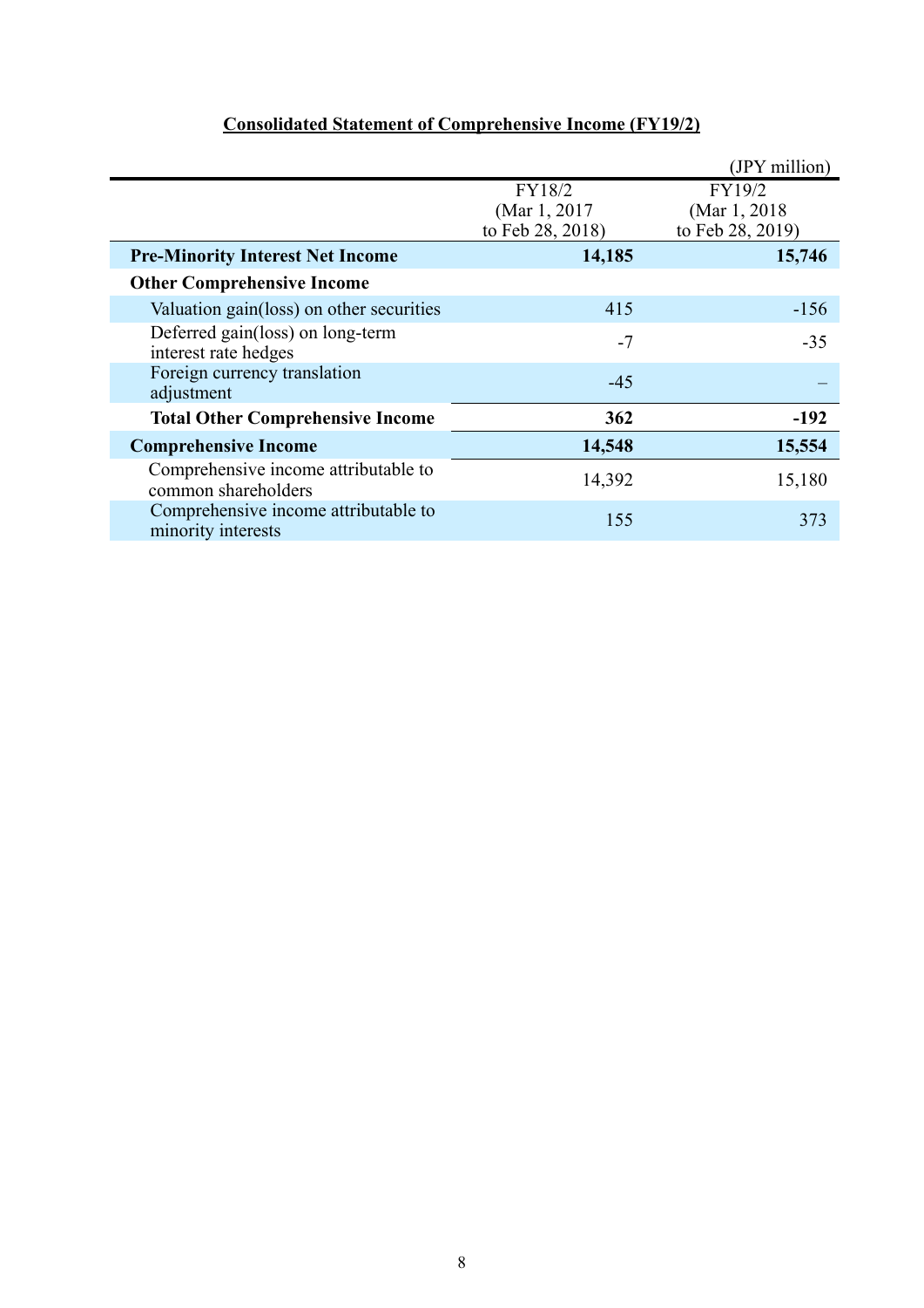## Consolidated Statement of Comprehensive Income (FY19/2)

(JPY million)

| | FY18/2 (Mar 1, 2017 to Feb 28, 2018) | FY19/2 (Mar 1, 2018 to Feb 28, 2019) |
|---|---|---|
| **Pre-Minority Interest Net Income** | **14,185** | **15,746** |
| **Other Comprehensive Income** | | |
| Valuation gain(loss) on other securities | 415 | -156 |
| Deferred gain(loss) on long-term interest rate hedges | -7 | -35 |
| Foreign currency translation adjustment | -45 | – |
| **Total Other Comprehensive Income** | **362** | **-192** |
| **Comprehensive Income** | **14,548** | **15,554** |
| Comprehensive income attributable to common shareholders | 14,392 | 15,180 |
| Comprehensive income attributable to minority interests | 155 | 373 |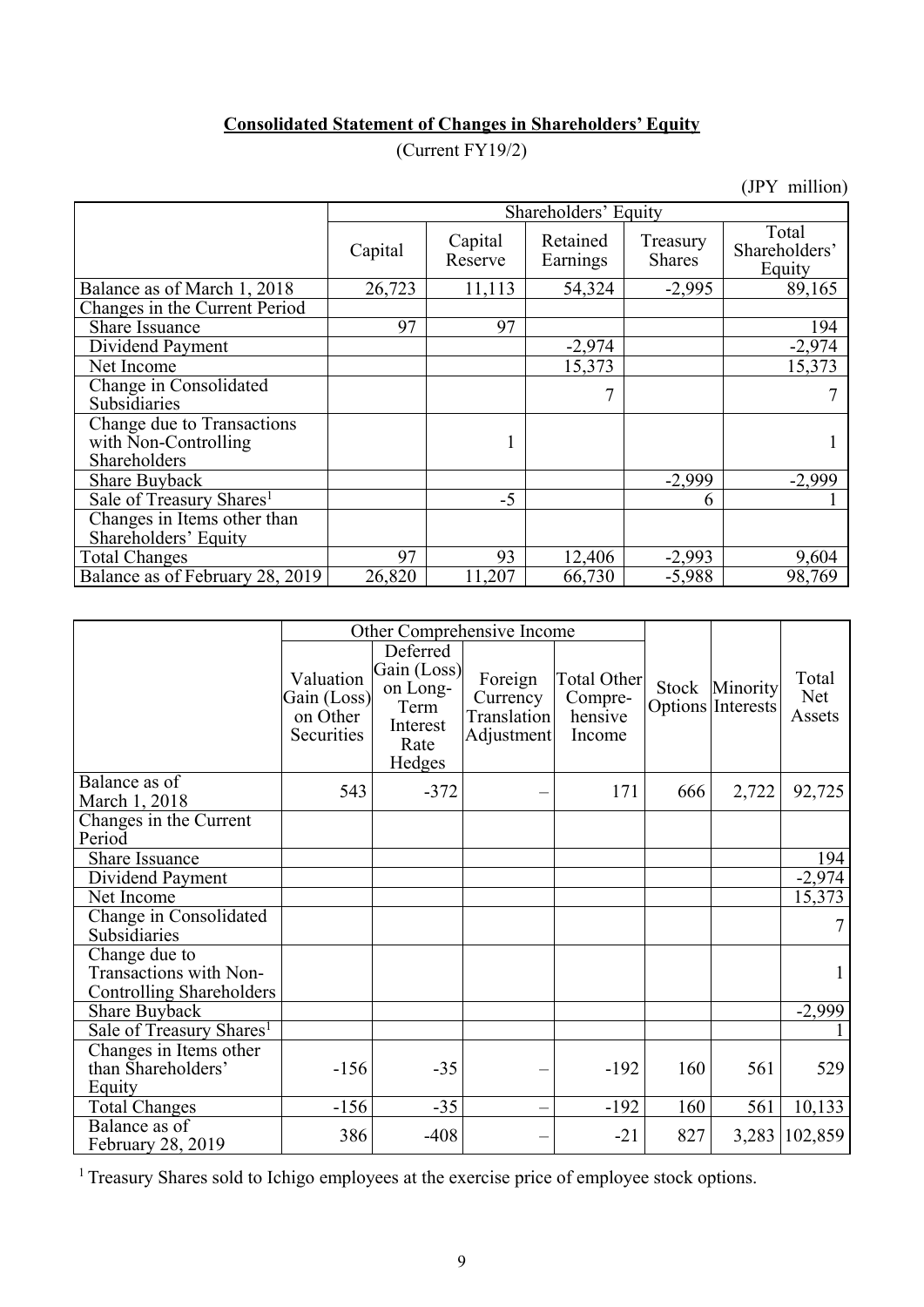**Consolidated Statement of Changes in Shareholders' Equity**

(Current FY19/2)

(JPY million)

| | Shareholders' Equity | | | | |
|---|---|---|---|---|---|
| | Capital | Capital Reserve | Retained Earnings | Treasury Shares | Total Shareholders' Equity |
| Balance as of March 1, 2018 | 26,723 | 11,113 | 54,324 | -2,995 | 89,165 |
| Changes in the Current Period | | | | | |
| Share Issuance | 97 | 97 | | | 194 |
| Dividend Payment | | | -2,974 | | -2,974 |
| Net Income | | | 15,373 | | 15,373 |
| Change in Consolidated Subsidiaries | | | 7 | | 7 |
| Change due to Transactions with Non-Controlling Shareholders | | 1 | | | 1 |
| Share Buyback | | | | -2,999 | -2,999 |
| Sale of Treasury Shares[1] | | -5 | | 6 | 1 |
| Changes in Items other than Shareholders' Equity | | | | | |
| Total Changes | 97 | 93 | 12,406 | -2,993 | 9,604 |
| Balance as of February 28, 2019 | 26,820 | 11,207 | 66,730 | -5,988 | 98,769 |

| | Other Comprehensive Income | | | | | | |
|---|---|---|---|---|---|---|---|
| | Valuation Gain (Loss) on Other Securities | Deferred Gain (Loss) on Long-Term Interest Rate Hedges | Foreign Currency Translation Adjustment | Total Other Compre-hensive Income | Stock Options | Minority Interests | Total Net Assets |
| Balance as of March 1, 2018 | 543 | -372 | – | 171 | 666 | 2,722 | 92,725 |
| Changes in the Current Period | | | | | | | |
| Share Issuance | | | | | | | 194 |
| Dividend Payment | | | | | | | -2,974 |
| Net Income | | | | | | | 15,373 |
| Change in Consolidated Subsidiaries | | | | | | | 7 |
| Change due to Transactions with Non-Controlling Shareholders | | | | | | | 1 |
| Share Buyback | | | | | | | -2,999 |
| Sale of Treasury Shares[1] | | | | | | | 1 |
| Changes in Items other than Shareholders' Equity | -156 | -35 | – | -192 | 160 | 561 | 529 |
| Total Changes | -156 | -35 | – | -192 | 160 | 561 | 10,133 |
| Balance as of February 28, 2019 | 386 | -408 | – | -21 | 827 | 3,283 | 102,859 |

[1] Treasury Shares sold to Ichigo employees at the exercise price of employee stock options.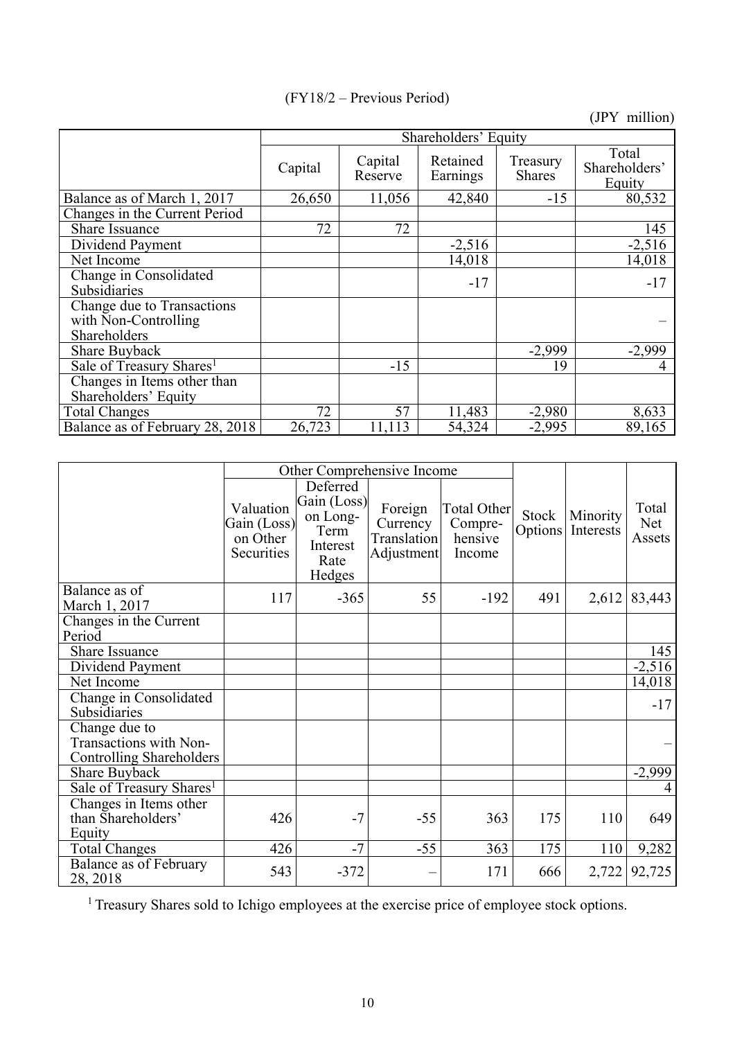(FY18/2 – Previous Period)

(JPY million)

| | Shareholders' Equity | | | | |
|---|---|---|---|---|---|
| | Capital | Capital Reserve | Retained Earnings | Treasury Shares | Total Shareholders' Equity |
| Balance as of March 1, 2017 | 26,650 | 11,056 | 42,840 | -15 | 80,532 |
| Changes in the Current Period | | | | | |
| Share Issuance | 72 | 72 | | | 145 |
| Dividend Payment | | | -2,516 | | -2,516 |
| Net Income | | | 14,018 | | 14,018 |
| Change in Consolidated Subsidiaries | | | -17 | | -17 |
| Change due to Transactions with Non-Controlling Shareholders | | | | | – |
| Share Buyback | | | | -2,999 | -2,999 |
| Sale of Treasury Shares[1] | | -15 | | 19 | 4 |
| Changes in Items other than Shareholders' Equity | | | | | |
| Total Changes | 72 | 57 | 11,483 | -2,980 | 8,633 |
| Balance as of February 28, 2018 | 26,723 | 11,113 | 54,324 | -2,995 | 89,165 |

| | Other Comprehensive Income | | | | | | |
|---|---|---|---|---|---|---|---|
| | Valuation Gain (Loss) on Other Securities | Deferred Gain (Loss) on Long-Term Interest Rate Hedges | Foreign Currency Translation Adjustment | Total Other Compre-hensive Income | Stock Options | Minority Interests | Total Net Assets |
| Balance as of March 1, 2017 | 117 | -365 | 55 | -192 | 491 | 2,612 | 83,443 |
| Changes in the Current Period | | | | | | | |
| Share Issuance | | | | | | | 145 |
| Dividend Payment | | | | | | | -2,516 |
| Net Income | | | | | | | 14,018 |
| Change in Consolidated Subsidiaries | | | | | | | -17 |
| Change due to Transactions with Non-Controlling Shareholders | | | | | | | – |
| Share Buyback | | | | | | | -2,999 |
| Sale of Treasury Shares[1] | | | | | | | 4 |
| Changes in Items other than Shareholders' Equity | 426 | -7 | -55 | 363 | 175 | 110 | 649 |
| Total Changes | 426 | -7 | -55 | 363 | 175 | 110 | 9,282 |
| Balance as of February 28, 2018 | 543 | -372 | – | 171 | 666 | 2,722 | 92,725 |

[1] Treasury Shares sold to Ichigo employees at the exercise price of employee stock options.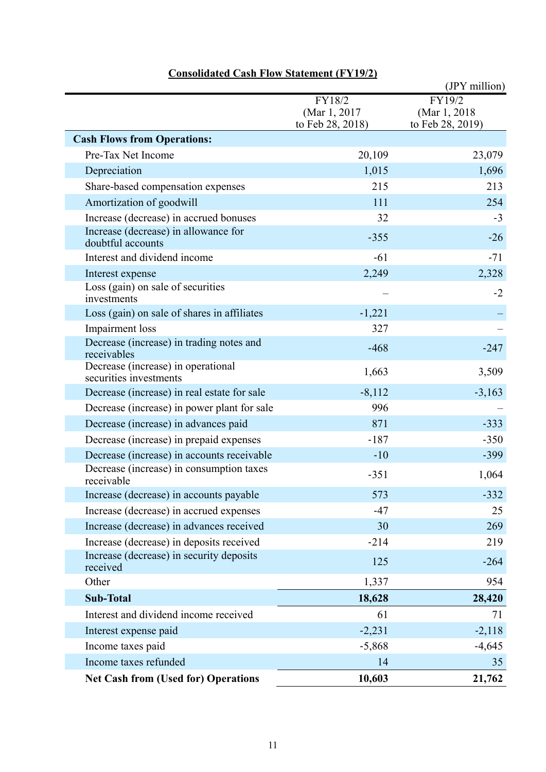**Consolidated Cash Flow Statement (FY19/2)**

(JPY million)

| | FY18/2 (Mar 1, 2017 to Feb 28, 2018) | FY19/2 (Mar 1, 2018 to Feb 28, 2019) |
|---|---|---|
| **Cash Flows from Operations:** | | |
| Pre-Tax Net Income | 20,109 | 23,079 |
| Depreciation | 1,015 | 1,696 |
| Share-based compensation expenses | 215 | 213 |
| Amortization of goodwill | 111 | 254 |
| Increase (decrease) in accrued bonuses | 32 | -3 |
| Increase (decrease) in allowance for doubtful accounts | -355 | -26 |
| Interest and dividend income | -61 | -71 |
| Interest expense | 2,249 | 2,328 |
| Loss (gain) on sale of securities investments | – | -2 |
| Loss (gain) on sale of shares in affiliates | -1,221 | – |
| Impairment loss | 327 | – |
| Decrease (increase) in trading notes and receivables | -468 | -247 |
| Decrease (increase) in operational securities investments | 1,663 | 3,509 |
| Decrease (increase) in real estate for sale | -8,112 | -3,163 |
| Decrease (increase) in power plant for sale | 996 | – |
| Decrease (increase) in advances paid | 871 | -333 |
| Decrease (increase) in prepaid expenses | -187 | -350 |
| Decrease (increase) in accounts receivable | -10 | -399 |
| Decrease (increase) in consumption taxes receivable | -351 | 1,064 |
| Increase (decrease) in accounts payable | 573 | -332 |
| Increase (decrease) in accrued expenses | -47 | 25 |
| Increase (decrease) in advances received | 30 | 269 |
| Increase (decrease) in deposits received | -214 | 219 |
| Increase (decrease) in security deposits received | 125 | -264 |
| Other | 1,337 | 954 |
| **Sub-Total** | **18,628** | **28,420** |
| Interest and dividend income received | 61 | 71 |
| Interest expense paid | -2,231 | -2,118 |
| Income taxes paid | -5,868 | -4,645 |
| Income taxes refunded | 14 | 35 |
| **Net Cash from (Used for) Operations** | **10,603** | **21,762** |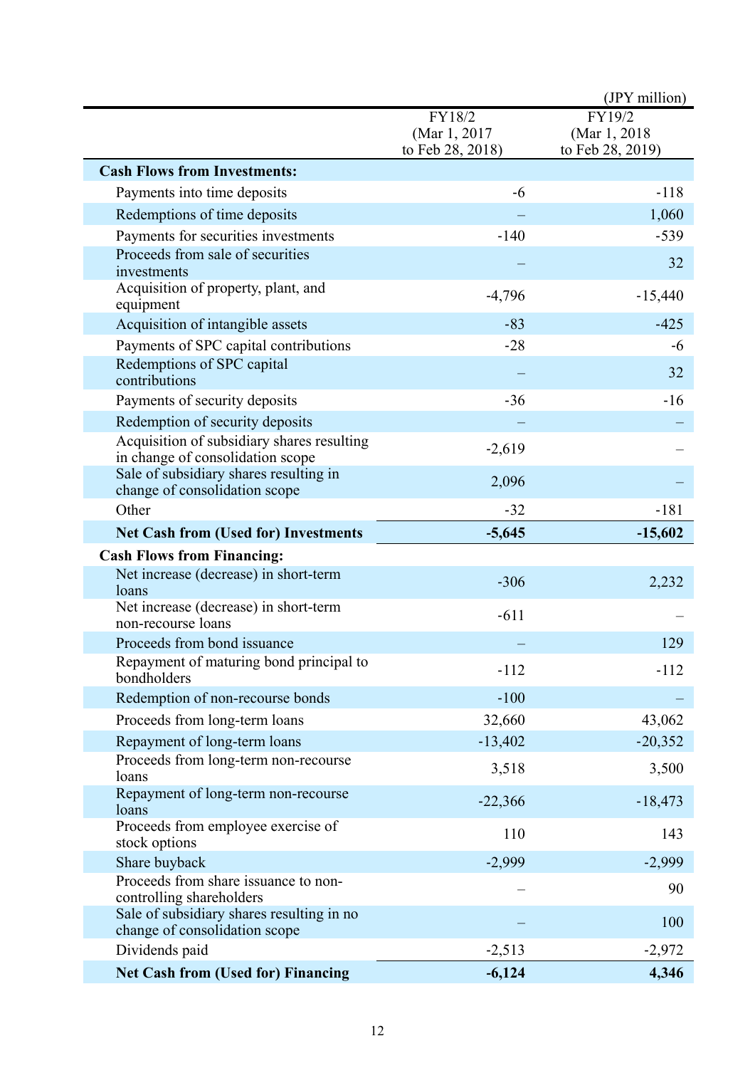(JPY million)

| | FY18/2 (Mar 1, 2017 to Feb 28, 2018) | FY19/2 (Mar 1, 2018 to Feb 28, 2019) |
|---|---|---|
| **Cash Flows from Investments:** | | |
| Payments into time deposits | -6 | -118 |
| Redemptions of time deposits | – | 1,060 |
| Payments for securities investments | -140 | -539 |
| Proceeds from sale of securities investments | – | 32 |
| Acquisition of property, plant, and equipment | -4,796 | -15,440 |
| Acquisition of intangible assets | -83 | -425 |
| Payments of SPC capital contributions | -28 | -6 |
| Redemptions of SPC capital contributions | – | 32 |
| Payments of security deposits | -36 | -16 |
| Redemption of security deposits | – | – |
| Acquisition of subsidiary shares resulting in change of consolidation scope | -2,619 | – |
| Sale of subsidiary shares resulting in change of consolidation scope | 2,096 | – |
| Other | -32 | -181 |
| **Net Cash from (Used for) Investments** | **-5,645** | **-15,602** |
| **Cash Flows from Financing:** | | |
| Net increase (decrease) in short-term loans | -306 | 2,232 |
| Net increase (decrease) in short-term non-recourse loans | -611 | – |
| Proceeds from bond issuance | – | 129 |
| Repayment of maturing bond principal to bondholders | -112 | -112 |
| Redemption of non-recourse bonds | -100 | – |
| Proceeds from long-term loans | 32,660 | 43,062 |
| Repayment of long-term loans | -13,402 | -20,352 |
| Proceeds from long-term non-recourse loans | 3,518 | 3,500 |
| Repayment of long-term non-recourse loans | -22,366 | -18,473 |
| Proceeds from employee exercise of stock options | 110 | 143 |
| Share buyback | -2,999 | -2,999 |
| Proceeds from share issuance to non-controlling shareholders | – | 90 |
| Sale of subsidiary shares resulting in no change of consolidation scope | – | 100 |
| Dividends paid | -2,513 | -2,972 |
| **Net Cash from (Used for) Financing** | **-6,124** | **4,346** |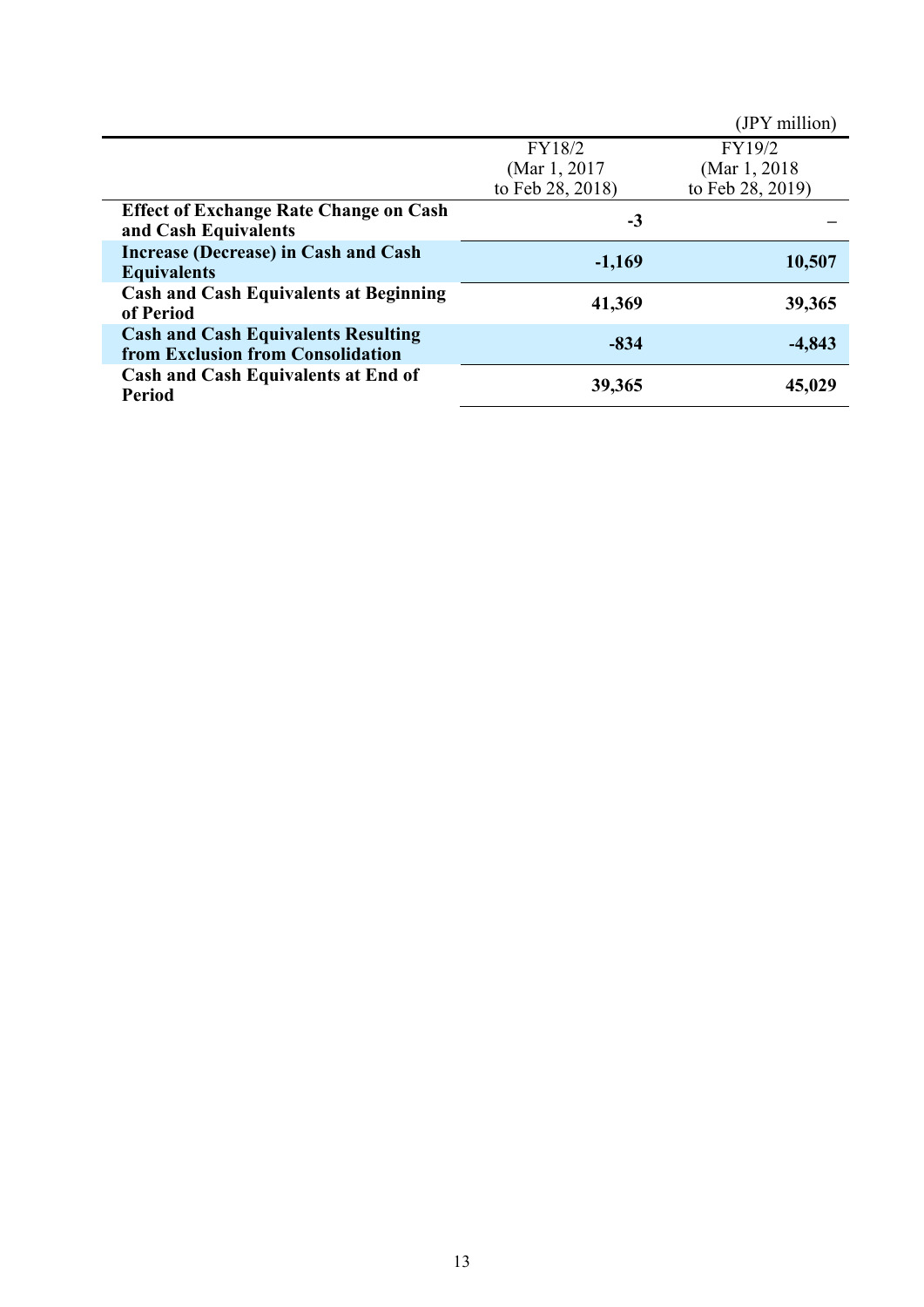(JPY million)

| | FY18/2 (Mar 1, 2017 to Feb 28, 2018) | FY19/2 (Mar 1, 2018 to Feb 28, 2019) |
|---|---|---|
| **Effect of Exchange Rate Change on Cash and Cash Equivalents** | **-3** | **–** |
| **Increase (Decrease) in Cash and Cash Equivalents** | **-1,169** | **10,507** |
| **Cash and Cash Equivalents at Beginning of Period** | **41,369** | **39,365** |
| **Cash and Cash Equivalents Resulting from Exclusion from Consolidation** | **-834** | **-4,843** |
| **Cash and Cash Equivalents at End of Period** | **39,365** | **45,029** |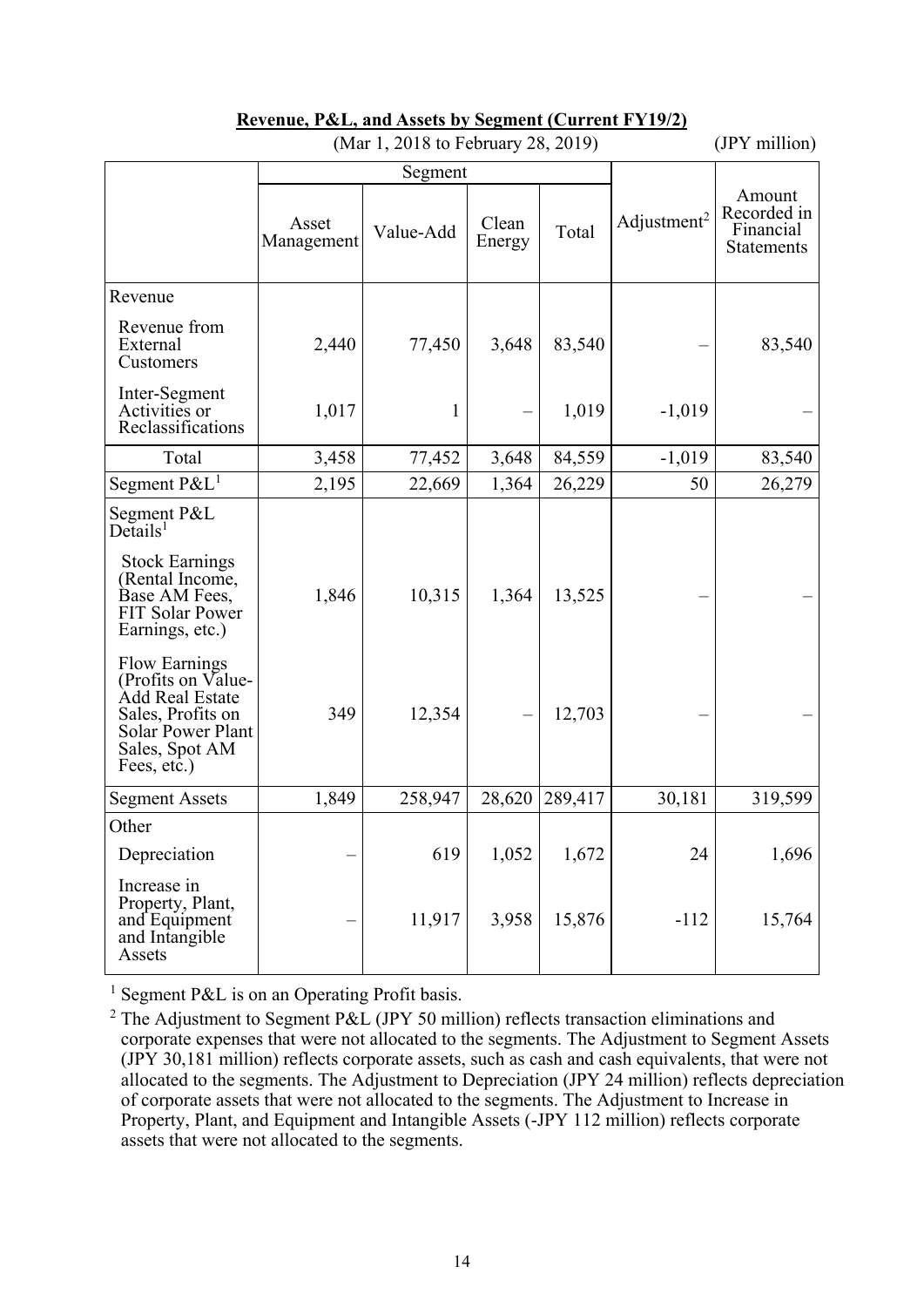**Revenue, P&L, and Assets by Segment (Current FY19/2)**

(Mar 1, 2018 to February 28, 2019) (JPY million)

| | Segment | | | | Adjustment[2] | Amount Recorded in Financial Statements |
|---|---|---|---|---|---|---|
| | Asset Management | Value-Add | Clean Energy | Total | | |
| Revenue | | | | | | |
| Revenue from External Customers | 2,440 | 77,450 | 3,648 | 83,540 | – | 83,540 |
| Inter-Segment Activities or Reclassifications | 1,017 | 1 | – | 1,019 | -1,019 | – |
| Total | 3,458 | 77,452 | 3,648 | 84,559 | -1,019 | 83,540 |
| Segment P&L[1] | 2,195 | 22,669 | 1,364 | 26,229 | 50 | 26,279 |
| Segment P&L Details[1] | | | | | | |
| Stock Earnings (Rental Income, Base AM Fees, FIT Solar Power Earnings, etc.) | 1,846 | 10,315 | 1,364 | 13,525 | – | – |
| Flow Earnings (Profits on Value-Add Real Estate Sales, Profits on Solar Power Plant Sales, Spot AM Fees, etc.) | 349 | 12,354 | – | 12,703 | – | – |
| Segment Assets | 1,849 | 258,947 | 28,620 | 289,417 | 30,181 | 319,599 |
| Other | | | | | | |
| Depreciation | – | 619 | 1,052 | 1,672 | 24 | 1,696 |
| Increase in Property, Plant, and Equipment and Intangible Assets | – | 11,917 | 3,958 | 15,876 | -112 | 15,764 |

[1] Segment P&L is on an Operating Profit basis.

[2] The Adjustment to Segment P&L (JPY 50 million) reflects transaction eliminations and corporate expenses that were not allocated to the segments. The Adjustment to Segment Assets (JPY 30,181 million) reflects corporate assets, such as cash and cash equivalents, that were not allocated to the segments. The Adjustment to Depreciation (JPY 24 million) reflects depreciation of corporate assets that were not allocated to the segments. The Adjustment to Increase in Property, Plant, and Equipment and Intangible Assets (-JPY 112 million) reflects corporate assets that were not allocated to the segments.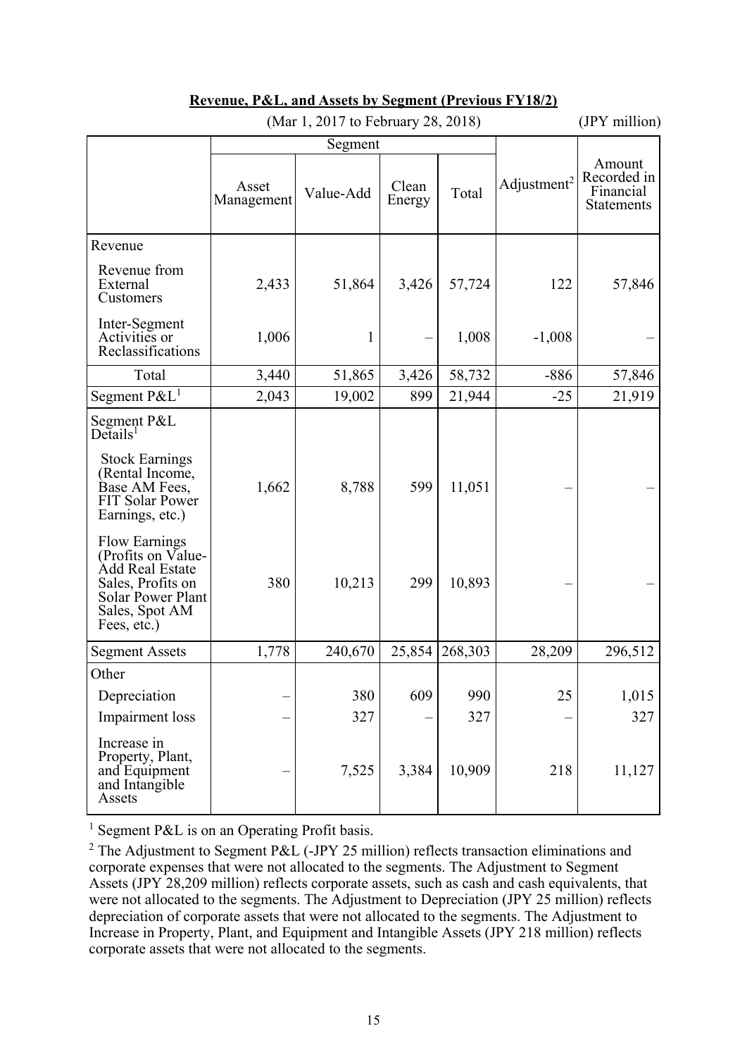**Revenue, P&L, and Assets by Segment (Previous FY18/2)**

(Mar 1, 2017 to February 28, 2018) (JPY million)

| | Segment | | | | Adjustment[2] | Amount Recorded in Financial Statements |
|---|---|---|---|---|---|---|
| | Asset Management | Value-Add | Clean Energy | Total | | |
| Revenue | | | | | | |
| Revenue from External Customers | 2,433 | 51,864 | 3,426 | 57,724 | 122 | 57,846 |
| Inter-Segment Activities or Reclassifications | 1,006 | 1 | – | 1,008 | -1,008 | – |
| Total | 3,440 | 51,865 | 3,426 | 58,732 | -886 | 57,846 |
| Segment P&L[1] | 2,043 | 19,002 | 899 | 21,944 | -25 | 21,919 |
| Segment P&L Details[1] | | | | | | |
| Stock Earnings (Rental Income, Base AM Fees, FIT Solar Power Earnings, etc.) | 1,662 | 8,788 | 599 | 11,051 | – | – |
| Flow Earnings (Profits on Value-Add Real Estate Sales, Profits on Solar Power Plant Sales, Spot AM Fees, etc.) | 380 | 10,213 | 299 | 10,893 | – | – |
| Segment Assets | 1,778 | 240,670 | 25,854 | 268,303 | 28,209 | 296,512 |
| Other | | | | | | |
| Depreciation | – | 380 | 609 | 990 | 25 | 1,015 |
| Impairment loss | – | 327 | – | 327 | – | 327 |
| Increase in Property, Plant, and Equipment and Intangible Assets | – | 7,525 | 3,384 | 10,909 | 218 | 11,127 |

[1] Segment P&L is on an Operating Profit basis.

[2] The Adjustment to Segment P&L (-JPY 25 million) reflects transaction eliminations and corporate expenses that were not allocated to the segments. The Adjustment to Segment Assets (JPY 28,209 million) reflects corporate assets, such as cash and cash equivalents, that were not allocated to the segments. The Adjustment to Depreciation (JPY 25 million) reflects depreciation of corporate assets that were not allocated to the segments. The Adjustment to Increase in Property, Plant, and Equipment and Intangible Assets (JPY 218 million) reflects corporate assets that were not allocated to the segments.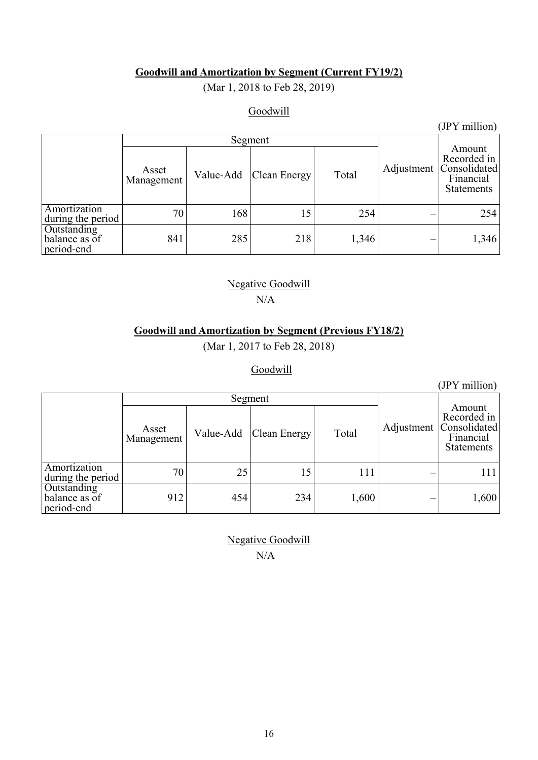### Goodwill and Amortization by Segment (Current FY19/2)

(Mar 1, 2018 to Feb 28, 2019)

Goodwill

(JPY million)

| | Segment | | | | Adjustment | Amount Recorded in Consolidated Financial Statements |
|---|---|---|---|---|---|---|
| | Asset Management | Value-Add | Clean Energy | Total | | |
| Amortization during the period | 70 | 168 | 15 | 254 | – | 254 |
| Outstanding balance as of period-end | 841 | 285 | 218 | 1,346 | – | 1,346 |

Negative Goodwill

N/A

### Goodwill and Amortization by Segment (Previous FY18/2)

(Mar 1, 2017 to Feb 28, 2018)

Goodwill

(JPY million)

| | Segment | | | | Adjustment | Amount Recorded in Consolidated Financial Statements |
|---|---|---|---|---|---|---|
| | Asset Management | Value-Add | Clean Energy | Total | | |
| Amortization during the period | 70 | 25 | 15 | 111 | – | 111 |
| Outstanding balance as of period-end | 912 | 454 | 234 | 1,600 | – | 1,600 |

Negative Goodwill

N/A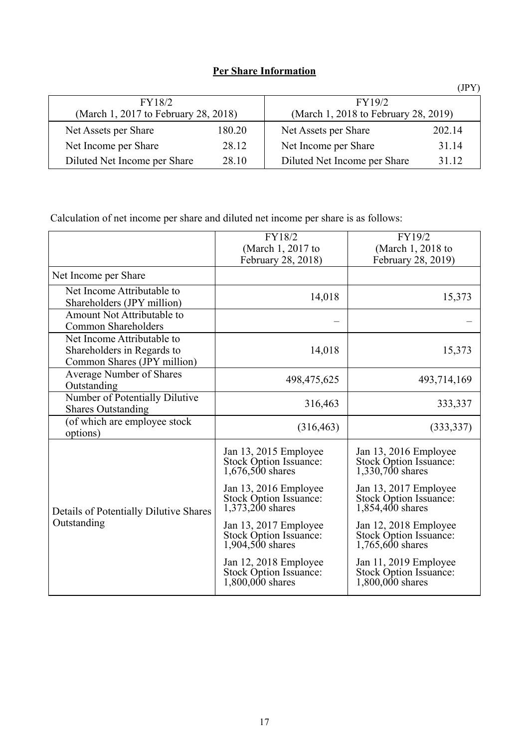## Per Share Information

(JPY)

| FY18/2 (March 1, 2017 to February 28, 2018) | | FY19/2 (March 1, 2018 to February 28, 2019) | |
|---|---|---|---|
| Net Assets per Share | 180.20 | Net Assets per Share | 202.14 |
| Net Income per Share | 28.12 | Net Income per Share | 31.14 |
| Diluted Net Income per Share | 28.10 | Diluted Net Income per Share | 31.12 |

Calculation of net income per share and diluted net income per share is as follows:

| | FY18/2 (March 1, 2017 to February 28, 2018) | FY19/2 (March 1, 2018 to February 28, 2019) |
|---|---|---|
| Net Income per Share | | |
| Net Income Attributable to Shareholders (JPY million) | 14,018 | 15,373 |
| Amount Not Attributable to Common Shareholders | – | – |
| Net Income Attributable to Shareholders in Regards to Common Shares (JPY million) | 14,018 | 15,373 |
| Average Number of Shares Outstanding | 498,475,625 | 493,714,169 |
| Number of Potentially Dilutive Shares Outstanding | 316,463 | 333,337 |
| (of which are employee stock options) | (316,463) | (333,337) |
| Details of Potentially Dilutive Shares Outstanding | Jan 13, 2015 Employee Stock Option Issuance: 1,676,500 shares<br>Jan 13, 2016 Employee Stock Option Issuance: 1,373,200 shares<br>Jan 13, 2017 Employee Stock Option Issuance: 1,904,500 shares<br>Jan 12, 2018 Employee Stock Option Issuance: 1,800,000 shares | Jan 13, 2016 Employee Stock Option Issuance: 1,330,700 shares<br>Jan 13, 2017 Employee Stock Option Issuance: 1,854,400 shares<br>Jan 12, 2018 Employee Stock Option Issuance: 1,765,600 shares<br>Jan 11, 2019 Employee Stock Option Issuance: 1,800,000 shares |